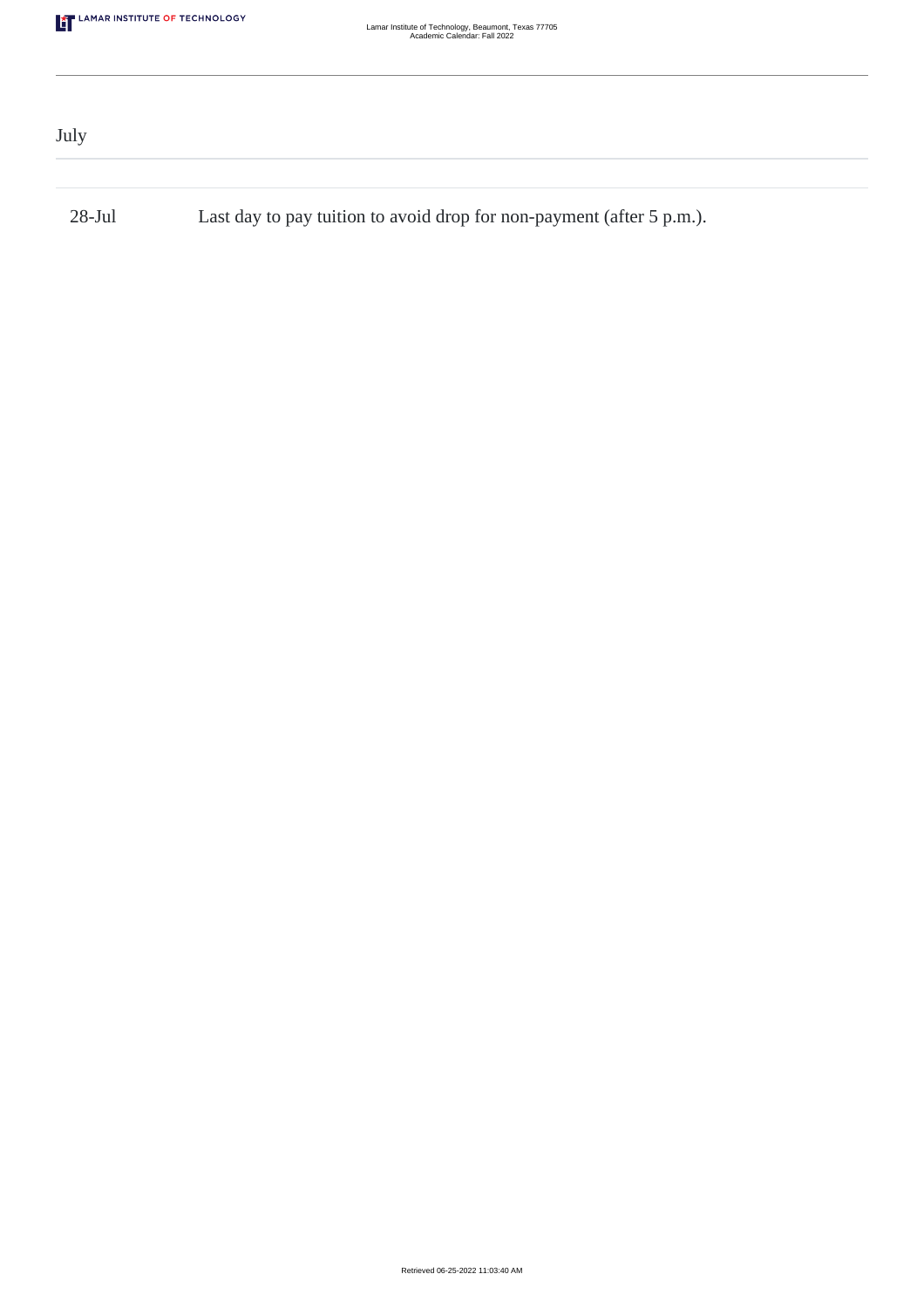## July

| | |
|---|---|
| 28-Jul | Last day to pay tuition to avoid drop for non-payment (after 5 p.m.). |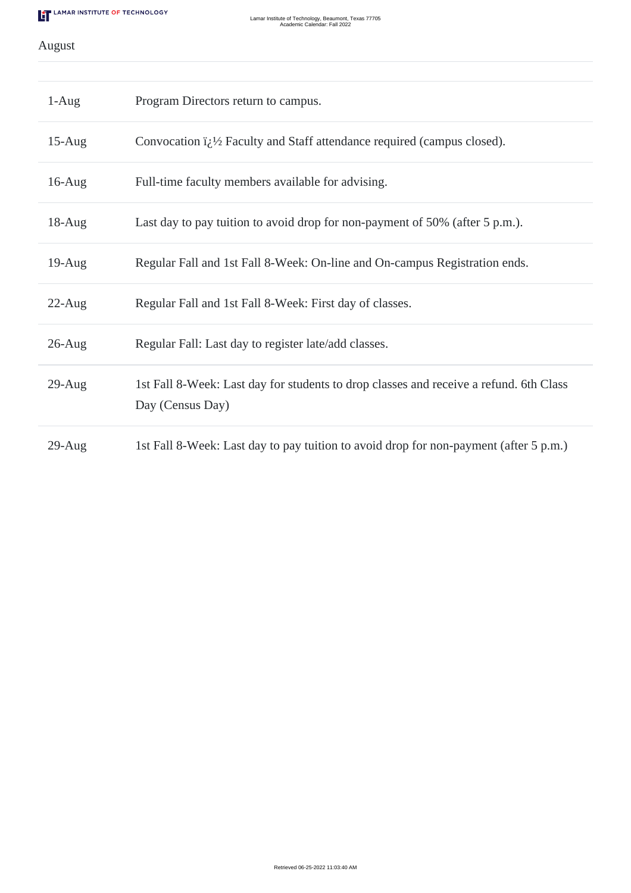August

| | |
|---|---|
| 1-Aug | Program Directors return to campus. |
| 15-Aug | Convocation ï¿½ Faculty and Staff attendance required (campus closed). |
| 16-Aug | Full-time faculty members available for advising. |
| 18-Aug | Last day to pay tuition to avoid drop for non-payment of 50% (after 5 p.m.). |
| 19-Aug | Regular Fall and 1st Fall 8-Week: On-line and On-campus Registration ends. |
| 22-Aug | Regular Fall and 1st Fall 8-Week: First day of classes. |
| 26-Aug | Regular Fall: Last day to register late/add classes. |
| 29-Aug | 1st Fall 8-Week: Last day for students to drop classes and receive a refund. 6th Class Day (Census Day) |
| 29-Aug | 1st Fall 8-Week: Last day to pay tuition to avoid drop for non-payment (after 5 p.m.) |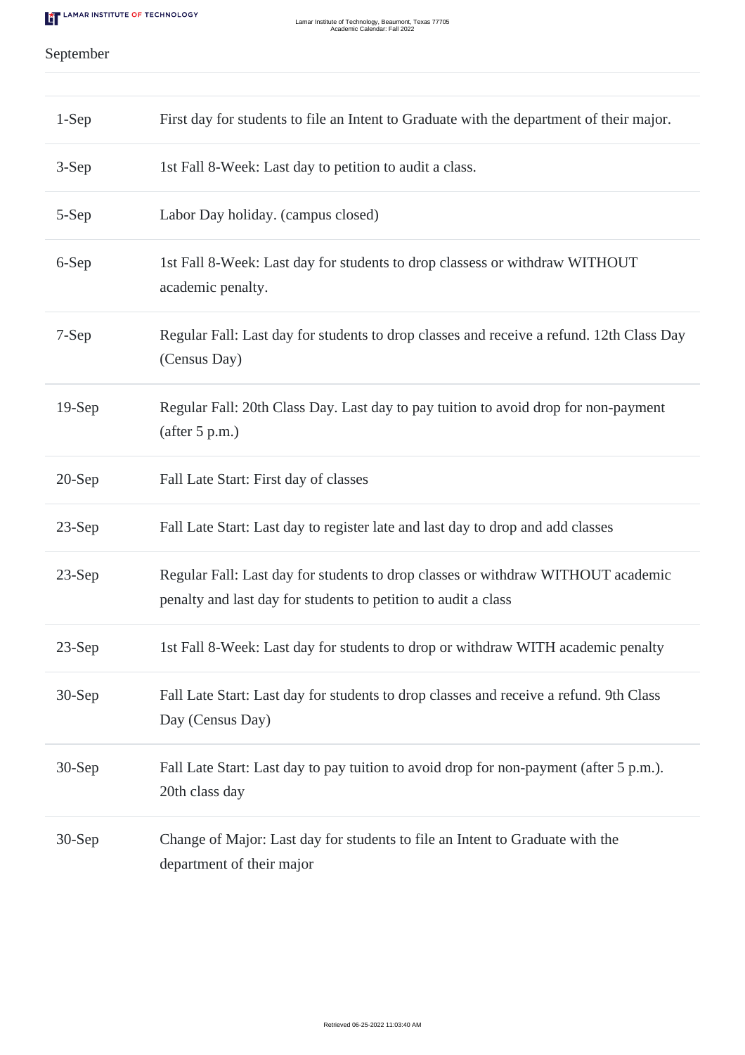September

| | |
|---|---|
| 1-Sep | First day for students to file an Intent to Graduate with the department of their major. |
| 3-Sep | 1st Fall 8-Week: Last day to petition to audit a class. |
| 5-Sep | Labor Day holiday. (campus closed) |
| 6-Sep | 1st Fall 8-Week: Last day for students to drop classess or withdraw WITHOUT academic penalty. |
| 7-Sep | Regular Fall: Last day for students to drop classes and receive a refund. 12th Class Day (Census Day) |
| 19-Sep | Regular Fall: 20th Class Day. Last day to pay tuition to avoid drop for non-payment (after 5 p.m.) |
| 20-Sep | Fall Late Start: First day of classes |
| 23-Sep | Fall Late Start: Last day to register late and last day to drop and add classes |
| 23-Sep | Regular Fall: Last day for students to drop classes or withdraw WITHOUT academic penalty and last day for students to petition to audit a class |
| 23-Sep | 1st Fall 8-Week: Last day for students to drop or withdraw WITH academic penalty |
| 30-Sep | Fall Late Start: Last day for students to drop classes and receive a refund. 9th Class Day (Census Day) |
| 30-Sep | Fall Late Start: Last day to pay tuition to avoid drop for non-payment (after 5 p.m.). 20th class day |
| 30-Sep | Change of Major: Last day for students to file an Intent to Graduate with the department of their major |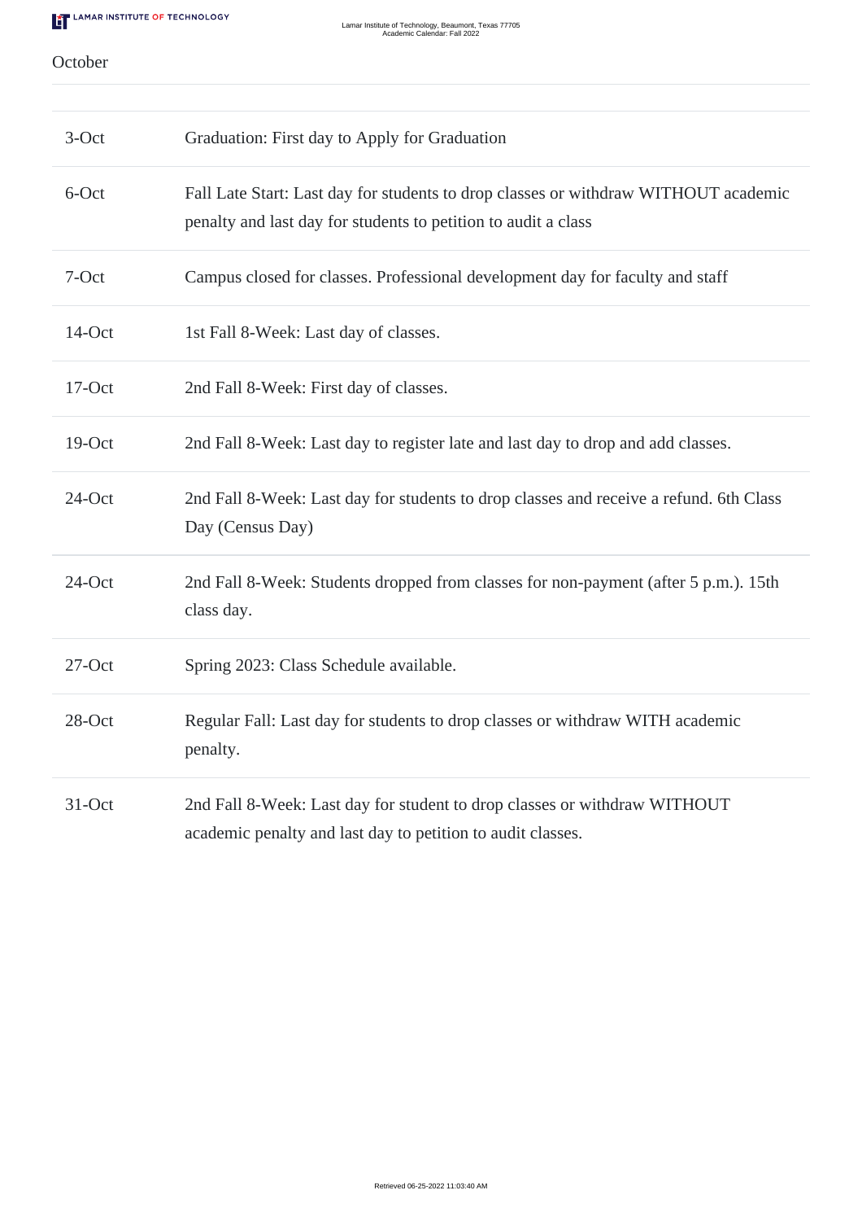October

| | |
|---|---|
| 3-Oct | Graduation: First day to Apply for Graduation |
| 6-Oct | Fall Late Start: Last day for students to drop classes or withdraw WITHOUT academic penalty and last day for students to petition to audit a class |
| 7-Oct | Campus closed for classes. Professional development day for faculty and staff |
| 14-Oct | 1st Fall 8-Week: Last day of classes. |
| 17-Oct | 2nd Fall 8-Week: First day of classes. |
| 19-Oct | 2nd Fall 8-Week: Last day to register late and last day to drop and add classes. |
| 24-Oct | 2nd Fall 8-Week: Last day for students to drop classes and receive a refund. 6th Class Day (Census Day) |
| 24-Oct | 2nd Fall 8-Week: Students dropped from classes for non-payment (after 5 p.m.). 15th class day. |
| 27-Oct | Spring 2023: Class Schedule available. |
| 28-Oct | Regular Fall: Last day for students to drop classes or withdraw WITH academic penalty. |
| 31-Oct | 2nd Fall 8-Week: Last day for student to drop classes or withdraw WITHOUT academic penalty and last day to petition to audit classes. |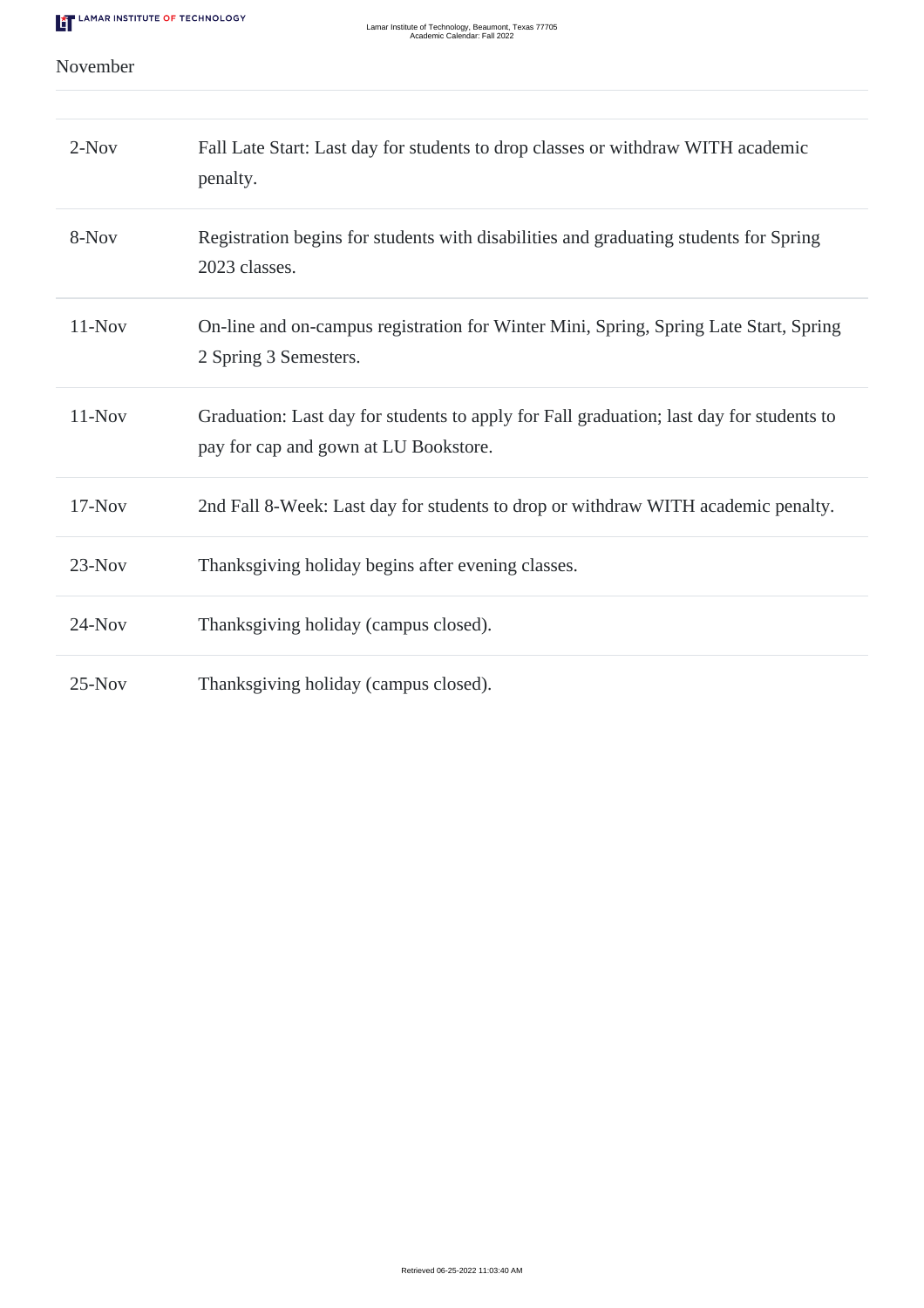## November

| Date | Event |
| --- | --- |
| 2-Nov | Fall Late Start: Last day for students to drop classes or withdraw WITH academic penalty. |
| 8-Nov | Registration begins for students with disabilities and graduating students for Spring 2023 classes. |
| 11-Nov | On-line and on-campus registration for Winter Mini, Spring, Spring Late Start, Spring 2 Spring 3 Semesters. |
| 11-Nov | Graduation: Last day for students to apply for Fall graduation; last day for students to pay for cap and gown at LU Bookstore. |
| 17-Nov | 2nd Fall 8-Week: Last day for students to drop or withdraw WITH academic penalty. |
| 23-Nov | Thanksgiving holiday begins after evening classes. |
| 24-Nov | Thanksgiving holiday (campus closed). |
| 25-Nov | Thanksgiving holiday (campus closed). |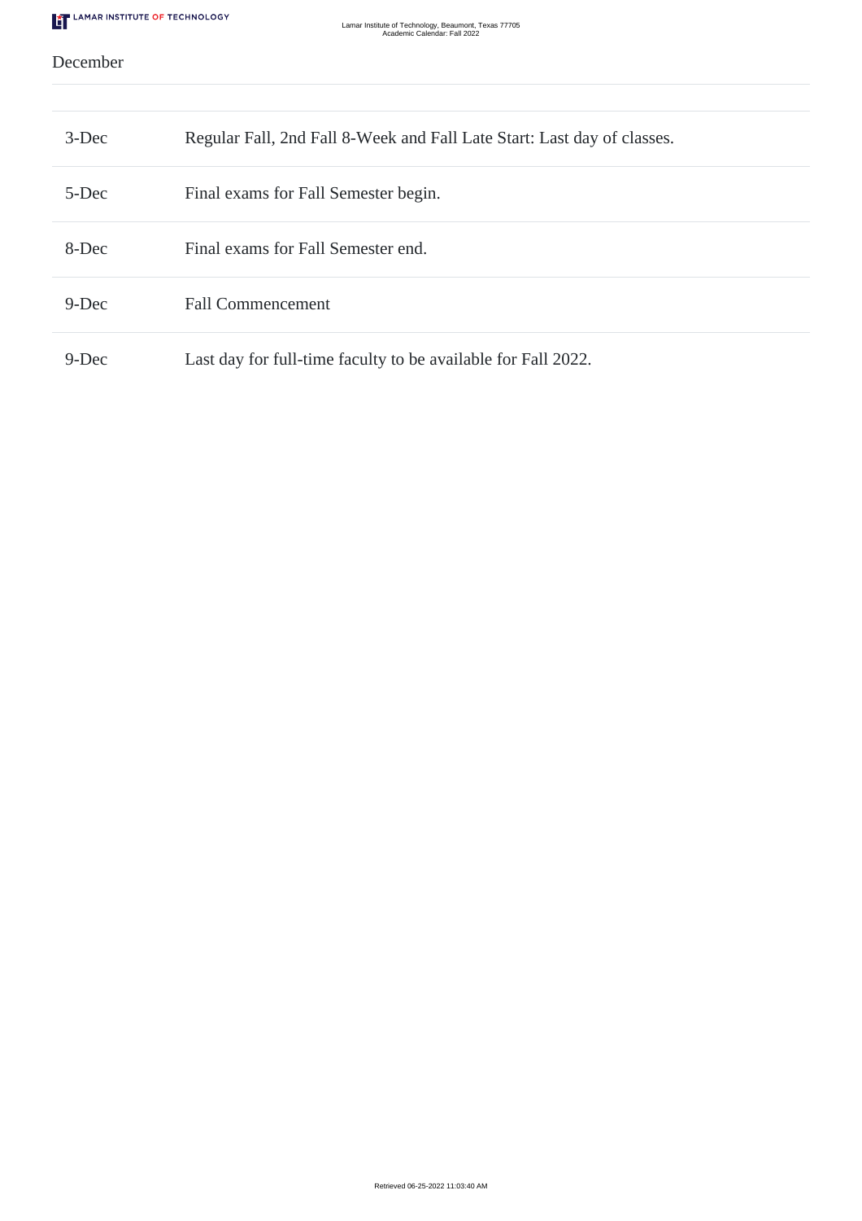## December

| | |
|---|---|
| 3-Dec | Regular Fall, 2nd Fall 8-Week and Fall Late Start: Last day of classes. |
| 5-Dec | Final exams for Fall Semester begin. |
| 8-Dec | Final exams for Fall Semester end. |
| 9-Dec | Fall Commencement |
| 9-Dec | Last day for full-time faculty to be available for Fall 2022. |